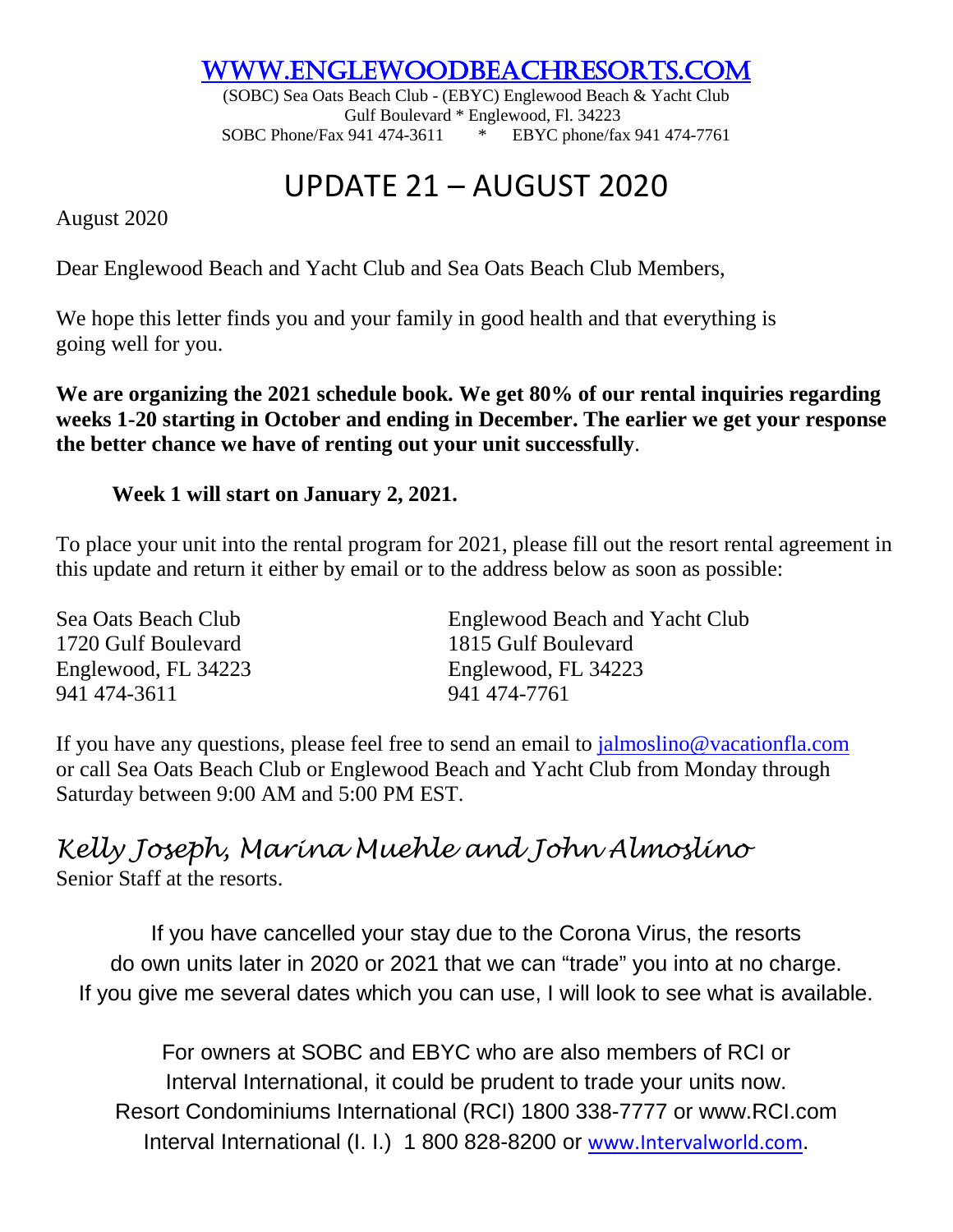[WWW.ENGLEWOODBEACHRESORTS.COM](http://WWW.ENGLEWOODBEACHRESORTS.COM)

(SOBC) Sea Oats Beach Club - (EBYC) Englewood Beach & Yacht Club
Gulf Boulevard * Englewood, Fl. 34223
SOBC Phone/Fax 941 474-3611 * EBYC phone/fax 941 474-7761

# UPDATE 21 – AUGUST 2020

August 2020

Dear Englewood Beach and Yacht Club and Sea Oats Beach Club Members,

We hope this letter finds you and your family in good health and that everything is going well for you.

**We are organizing the 2021 schedule book. We get 80% of our rental inquiries regarding weeks 1-20 starting in October and ending in December. The earlier we get your response the better chance we have of renting out your unit successfully**.

**Week 1 will start on January 2, 2021.**

To place your unit into the rental program for 2021, please fill out the resort rental agreement in this update and return it either by email or to the address below as soon as possible:

Sea Oats Beach Club
1720 Gulf Boulevard
Englewood, FL 34223
941 474-3611

Englewood Beach and Yacht Club
1815 Gulf Boulevard
Englewood, FL 34223
941 474-7761

If you have any questions, please feel free to send an email to jalmoslino@vacationfla.com or call Sea Oats Beach Club or Englewood Beach and Yacht Club from Monday through Saturday between 9:00 AM and 5:00 PM EST.

*Kelly Joseph, Marina Muehle and John Almoslino*
Senior Staff at the resorts.

If you have cancelled your stay due to the Corona Virus, the resorts do own units later in 2020 or 2021 that we can "trade" you into at no charge. If you give me several dates which you can use, I will look to see what is available.

For owners at SOBC and EBYC who are also members of RCI or Interval International, it could be prudent to trade your units now.
Resort Condominiums International (RCI) 1800 338-7777 or www.RCI.com
Interval International (I. I.) 1 800 828-8200 or www.Intervalworld.com.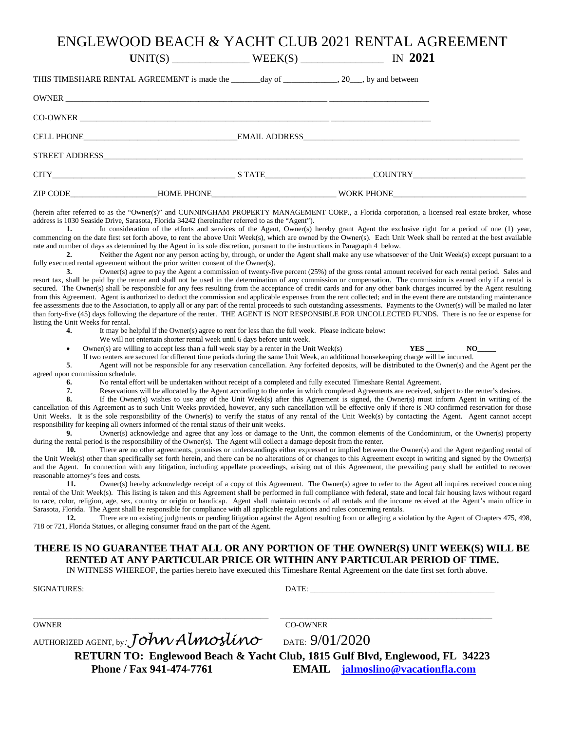# ENGLEWOOD BEACH & YACHT CLUB 2021 RENTAL AGREEMENT

**U**NIT(S) ______________ WEEK(S) _______________ IN **2021**

THIS TIMESHARE RENTAL AGREEMENT is made the _______day of _____________, 20___, by and between

OWNER ________________________________________________________________ _______________________

CO-OWNER _____________________________________________________________ _______________________

CELL PHONE____________________________________EMAIL ADDRESS____________________________________________________

STREET ADDRESS_____________________________________________________________________________________________________

CITY______________________________________________ S TATE__________________________COUNTRY___________________________

ZIP CODE_____________________HOME PHONE_____________________________ WORK PHONE________________________________

(herein after referred to as the "Owner(s)" and CUNNINGHAM PROPERTY MANAGEMENT CORP., a Florida corporation, a licensed real estate broker, whose address is 1030 Seaside Drive, Sarasota, Florida 34242 (hereinafter referred to as the "Agent").

**1.** In consideration of the efforts and services of the Agent, Owner(s) hereby grant Agent the exclusive right for a period of one (1) year, commencing on the date first set forth above, to rent the above Unit Week(s), which are owned by the Owner(s). Each Unit Week shall be rented at the best available rate and number of days as determined by the Agent in its sole discretion, pursuant to the instructions in Paragraph 4 below.

**2.** Neither the Agent nor any person acting by, through, or under the Agent shall make any use whatsoever of the Unit Week(s) except pursuant to a fully executed rental agreement without the prior written consent of the Owner(s).

**3.** Owner(s) agree to pay the Agent a commission of twenty-five percent (25%) of the gross rental amount received for each rental period. Sales and resort tax, shall be paid by the renter and shall not be used in the determination of any commission or compensation. The commission is earned only if a rental is secured. The Owner(s) shall be responsible for any fees resulting from the acceptance of credit cards and for any other bank charges incurred by the Agent resulting from this Agreement. Agent is authorized to deduct the commission and applicable expenses from the rent collected; and in the event there are outstanding maintenance fee assessments due to the Association, to apply all or any part of the rental proceeds to such outstanding assessments. Payments to the Owner(s) will be mailed no later than forty-five (45) days following the departure of the renter. THE AGENT IS NOT RESPONSIBLE FOR UNCOLLECTED FUNDS. There is no fee or expense for listing the Unit Weeks for rental.

**4.** It may be helpful if the Owner(s) agree to rent for less than the full week. Please indicate below:

We will not entertain shorter rental week until 6 days before unit week.

- Owner(s) are willing to accept less than a full week stay by a renter in the Unit Week(s) **YES _____** **NO_____**

If two renters are secured for different time periods during the same Unit Week, an additional housekeeping charge will be incurred.

**5**. Agent will not be responsible for any reservation cancellation. Any forfeited deposits, will be distributed to the Owner(s) and the Agent per the agreed upon commission schedule.

**6.** No rental effort will be undertaken without receipt of a completed and fully executed Timeshare Rental Agreement.

**7.** Reservations will be allocated by the Agent according to the order in which completed Agreements are received, subject to the renter's desires.

**8.** If the Owner(s) wishes to use any of the Unit Week(s) after this Agreement is signed, the Owner(s) must inform Agent in writing of the cancellation of this Agreement as to such Unit Weeks provided, however, any such cancellation will be effective only if there is NO confirmed reservation for those Unit Weeks. It is the sole responsibility of the Owner(s) to verify the status of any rental of the Unit Week(s) by contacting the Agent. Agent cannot accept responsibility for keeping all owners informed of the rental status of their unit weeks.

**9.** Owner(s) acknowledge and agree that any loss or damage to the Unit, the common elements of the Condominium, or the Owner(s) property during the rental period is the responsibility of the Owner(s). The Agent will collect a damage deposit from the renter.

**10.** There are no other agreements, promises or understandings either expressed or implied between the Owner(s) and the Agent regarding rental of the Unit Week(s) other than specifically set forth herein, and there can be no alterations of or changes to this Agreement except in writing and signed by the Owner(s) and the Agent. In connection with any litigation, including appellate proceedings, arising out of this Agreement, the prevailing party shall be entitled to recover reasonable attorney's fees and costs.

**11.** Owner(s) hereby acknowledge receipt of a copy of this Agreement. The Owner(s) agree to refer to the Agent all inquires received concerning rental of the Unit Week(s). This listing is taken and this Agreement shall be performed in full compliance with federal, state and local fair housing laws without regard to race, color, religion, age, sex, country or origin or handicap. Agent shall maintain records of all rentals and the income received at the Agent's main office in Sarasota, Florida. The Agent shall be responsible for compliance with all applicable regulations and rules concerning rentals.

**12.** There are no existing judgments or pending litigation against the Agent resulting from or alleging a violation by the Agent of Chapters 475, 498, 718 or 721, Florida Statues, or alleging consumer fraud on the part of the Agent.

**THERE IS NO GUARANTEE THAT ALL OR ANY PORTION OF THE OWNER(S) UNIT WEEK(S) WILL BE RENTED AT ANY PARTICULAR PRICE OR WITHIN ANY PARTICULAR PERIOD OF TIME.**

IN WITNESS WHEREOF, the parties hereto have executed this Timeshare Rental Agreement on the date first set forth above.

SIGNATURES: DATE: ____________________________________________

_______________________________________________________ ________________________________________________

OWNER CO-OWNER

AUTHORIZED AGENT, by: *John Almoslino* DATE: 9/01/2020

**RETURN TO: Englewood Beach & Yacht Club, 1815 Gulf Blvd, Englewood, FL 34223**

**Phone / Fax 941-474-7761** **EMAIL jalmoslino@vacationfla.com**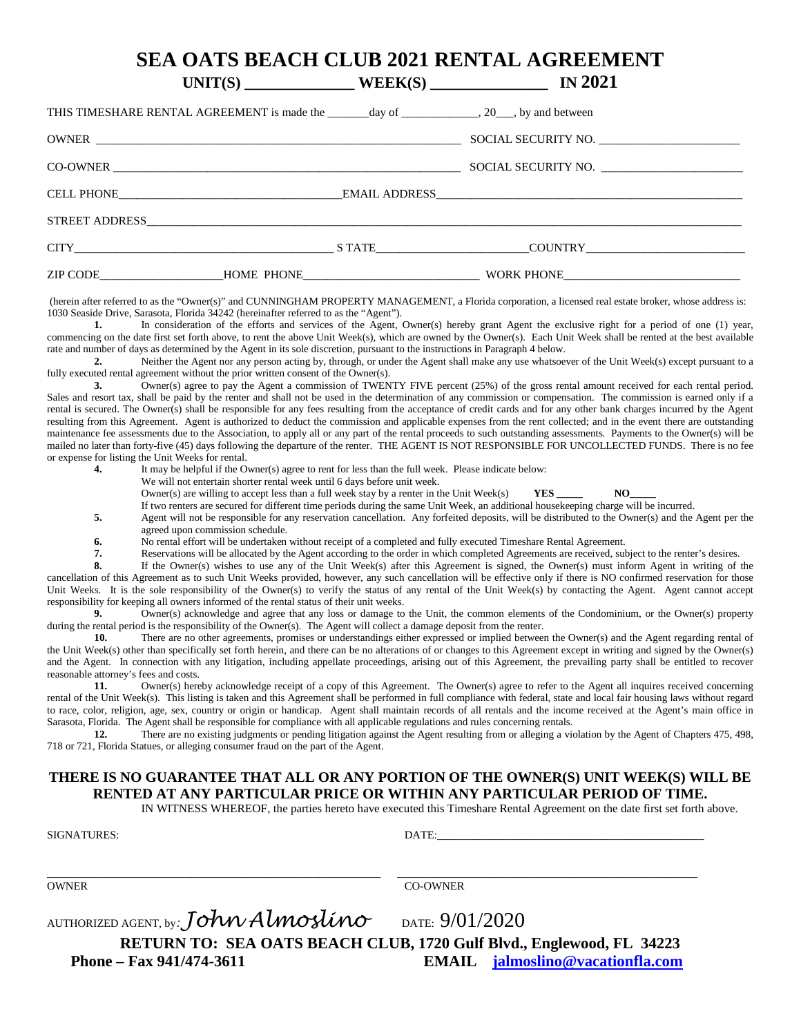# SEA OATS BEACH CLUB 2021 RENTAL AGREEMENT

## UNIT(S) _____________ WEEK(S) ______________ IN 2021

THIS TIMESHARE RENTAL AGREEMENT is made the _______day of _____________, 20___, by and between

OWNER ______________________________________________________________ SOCIAL SECURITY NO. _______________________

CO-OWNER ___________________________________________________________ SOCIAL SECURITY NO. _______________________

CELL PHONE___________________________________EMAIL ADDRESS___________________________________________________

STREET ADDRESS______________________________________________________________________________________________

CITY____________________________________________ S TATE_________________________COUNTRY___________________________

ZIP CODE____________________HOME PHONE_____________________________ WORK PHONE_____________________________

(herein after referred to as the "Owner(s)" and CUNNINGHAM PROPERTY MANAGEMENT, a Florida corporation, a licensed real estate broker, whose address is: 1030 Seaside Drive, Sarasota, Florida 34242 (hereinafter referred to as the "Agent").

**1.** In consideration of the efforts and services of the Agent, Owner(s) hereby grant Agent the exclusive right for a period of one (1) year, commencing on the date first set forth above, to rent the above Unit Week(s), which are owned by the Owner(s). Each Unit Week shall be rented at the best available rate and number of days as determined by the Agent in its sole discretion, pursuant to the instructions in Paragraph 4 below.

**2.** Neither the Agent nor any person acting by, through, or under the Agent shall make any use whatsoever of the Unit Week(s) except pursuant to a fully executed rental agreement without the prior written consent of the Owner(s).

**3.** Owner(s) agree to pay the Agent a commission of TWENTY FIVE percent (25%) of the gross rental amount received for each rental period. Sales and resort tax, shall be paid by the renter and shall not be used in the determination of any commission or compensation. The commission is earned only if a rental is secured. The Owner(s) shall be responsible for any fees resulting from the acceptance of credit cards and for any other bank charges incurred by the Agent resulting from this Agreement. Agent is authorized to deduct the commission and applicable expenses from the rent collected; and in the event there are outstanding maintenance fee assessments due to the Association, to apply all or any part of the rental proceeds to such outstanding assessments. Payments to the Owner(s) will be mailed no later than forty-five (45) days following the departure of the renter. THE AGENT IS NOT RESPONSIBLE FOR UNCOLLECTED FUNDS. There is no fee or expense for listing the Unit Weeks for rental.

**4.** It may be helpful if the Owner(s) agree to rent for less than the full week. Please indicate below:
We will not entertain shorter rental week until 6 days before unit week.
Owner(s) are willing to accept less than a full week stay by a renter in the Unit Week(s) **YES _____** **NO_____**
If two renters are secured for different time periods during the same Unit Week, an additional housekeeping charge will be incurred.

**5.** Agent will not be responsible for any reservation cancellation. Any forfeited deposits, will be distributed to the Owner(s) and the Agent per the agreed upon commission schedule.

**6.** No rental effort will be undertaken without receipt of a completed and fully executed Timeshare Rental Agreement.

**7.** Reservations will be allocated by the Agent according to the order in which completed Agreements are received, subject to the renter's desires.

**8.** If the Owner(s) wishes to use any of the Unit Week(s) after this Agreement is signed, the Owner(s) must inform Agent in writing of the cancellation of this Agreement as to such Unit Weeks provided, however, any such cancellation will be effective only if there is NO confirmed reservation for those Unit Weeks. It is the sole responsibility of the Owner(s) to verify the status of any rental of the Unit Week(s) by contacting the Agent. Agent cannot accept responsibility for keeping all owners informed of the rental status of their unit weeks.

**9.** Owner(s) acknowledge and agree that any loss or damage to the Unit, the common elements of the Condominium, or the Owner(s) property during the rental period is the responsibility of the Owner(s). The Agent will collect a damage deposit from the renter.

**10.** There are no other agreements, promises or understandings either expressed or implied between the Owner(s) and the Agent regarding rental of the Unit Week(s) other than specifically set forth herein, and there can be no alterations of or changes to this Agreement except in writing and signed by the Owner(s) and the Agent. In connection with any litigation, including appellate proceedings, arising out of this Agreement, the prevailing party shall be entitled to recover reasonable attorney's fees and costs.

**11.** Owner(s) hereby acknowledge receipt of a copy of this Agreement. The Owner(s) agree to refer to the Agent all inquires received concerning rental of the Unit Week(s). This listing is taken and this Agreement shall be performed in full compliance with federal, state and local fair housing laws without regard to race, color, religion, age, sex, country or origin or handicap. Agent shall maintain records of all rentals and the income received at the Agent's main office in Sarasota, Florida. The Agent shall be responsible for compliance with all applicable regulations and rules concerning rentals.

**12.** There are no existing judgments or pending litigation against the Agent resulting from or alleging a violation by the Agent of Chapters 475, 498, 718 or 721, Florida Statues, or alleging consumer fraud on the part of the Agent.

**THERE IS NO GUARANTEE THAT ALL OR ANY PORTION OF THE OWNER(S) UNIT WEEK(S) WILL BE RENTED AT ANY PARTICULAR PRICE OR WITHIN ANY PARTICULAR PERIOD OF TIME.**

IN WITNESS WHEREOF, the parties hereto have executed this Timeshare Rental Agreement on the date first set forth above.

SIGNATURES: DATE:_______________________________________________

_________________________________________________________ _________________________________________________________

OWNER CO-OWNER

AUTHORIZED AGENT, by: *John Almoslino* DATE: 9/01/2020

**RETURN TO: SEA OATS BEACH CLUB, 1720 Gulf Blvd., Englewood, FL 34223**

**Phone – Fax 941/474-3611** **EMAIL jalmoslino@vacationfla.com**